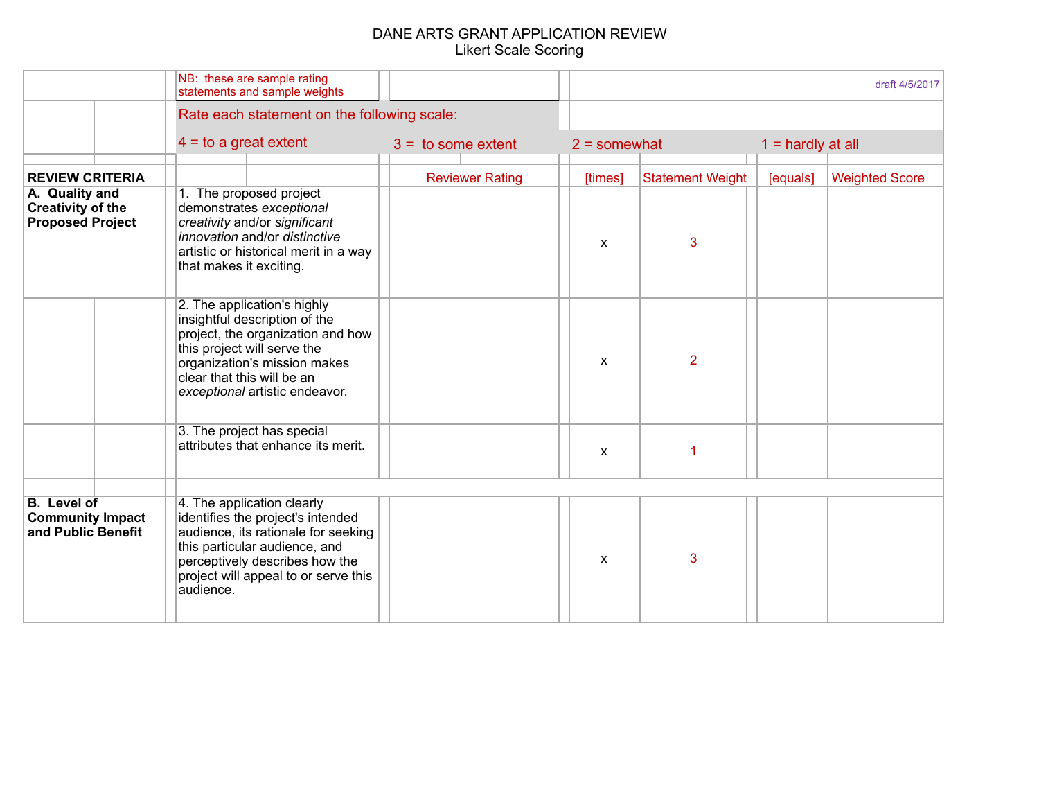# DANE ARTS GRANT APPLICATION REVIEW

Likert Scale Scoring

NB: these are sample rating statements and sample weights

draft 4/5/2017

Rate each statement on the following scale:

4 = to a great extent | 3 = to some extent | 2 = somewhat | 1 = hardly at all

| REVIEW CRITERIA | | Reviewer Rating | [times] | Statement Weight | [equals] | Weighted Score |
|---|---|---|---|---|---|---|
| **A. Quality and Creativity of the Proposed Project** | 1. The proposed project demonstrates *exceptional creativity* and/or *significant innovation* and/or *distinctive* artistic or historical merit in a way that makes it exciting. | | x | 3 | | |
| | 2. The application's highly insightful description of the project, the organization and how this project will serve the organization's mission makes clear that this will be an *exceptional* artistic endeavor. | | x | 2 | | |
| | 3. The project has special attributes that enhance its merit. | | x | 1 | | |
| | | | | | | |
| **B. Level of Community Impact and Public Benefit** | 4. The application clearly identifies the project's intended audience, its rationale for seeking this particular audience, and perceptively describes how the project will appeal to or serve this audience. | | x | 3 | | |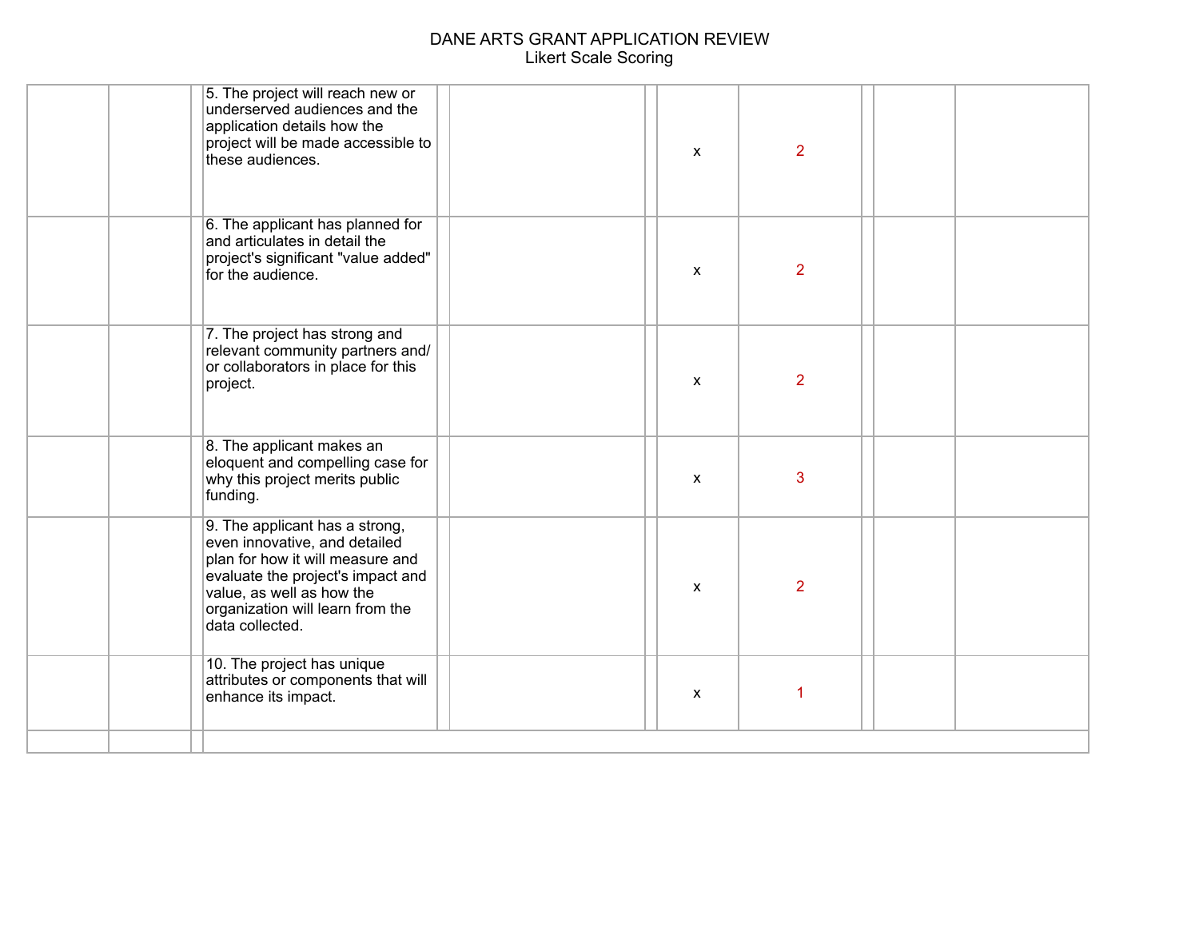# DANE ARTS GRANT APPLICATION REVIEW

Likert Scale Scoring

| | | | | | | | | | | | |
|---|---|---|---|---|---|---|---|---|---|---|---|
| | | | 5. The project will reach new or underserved audiences and the application details how the project will be made accessible to these audiences. | | | | x | 2 | | | |
| | | | 6. The applicant has planned for and articulates in detail the project's significant "value added" for the audience. | | | | x | 2 | | | |
| | | | 7. The project has strong and relevant community partners and/ or collaborators in place for this project. | | | | x | 2 | | | |
| | | | 8. The applicant makes an eloquent and compelling case for why this project merits public funding. | | | | x | 3 | | | |
| | | | 9. The applicant has a strong, even innovative, and detailed plan for how it will measure and evaluate the project's impact and value, as well as how the organization will learn from the data collected. | | | | x | 2 | | | |
| | | | 10. The project has unique attributes or components that will enhance its impact. | | | | x | 1 | | | |
| | | | | | | | | | | | |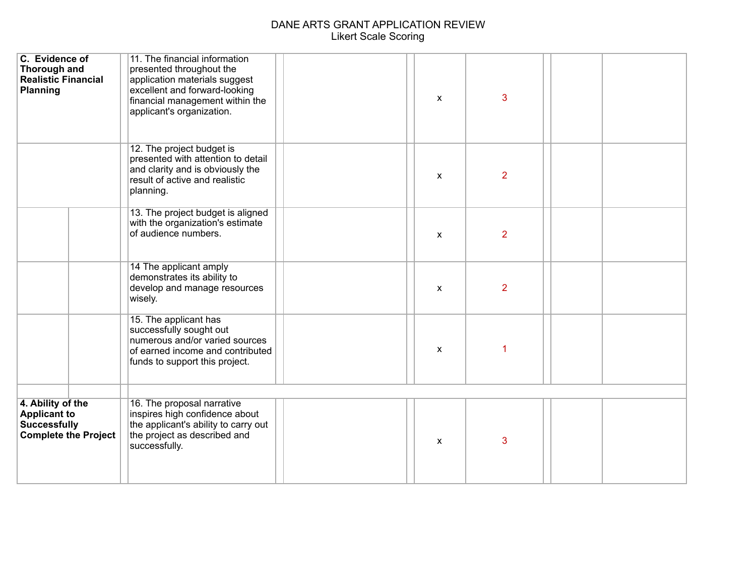# DANE ARTS GRANT APPLICATION REVIEW
Likert Scale Scoring

| | | | | | | | | |
|---|---|---|---|---|---|---|---|---|
| **C. Evidence of Thorough and Realistic Financial Planning** | 11. The financial information presented throughout the application materials suggest excellent and forward-looking financial management within the applicant's organization. | | | x | 3 | | | |
| | 12. The project budget is presented with attention to detail and clarity and is obviously the result of active and realistic planning. | | | x | 2 | | | |
| | 13. The project budget is aligned with the organization's estimate of audience numbers. | | | x | 2 | | | |
| | 14 The applicant amply demonstrates its ability to develop and manage resources wisely. | | | x | 2 | | | |
| | 15. The applicant has successfully sought out numerous and/or varied sources of earned income and contributed funds to support this project. | | | x | 1 | | | |
| | | | | | | | | |
| **4. Ability of the Applicant to Successfully Complete the Project** | 16. The proposal narrative inspires high confidence about the applicant's ability to carry out the project as described and successfully. | | | x | 3 | | | |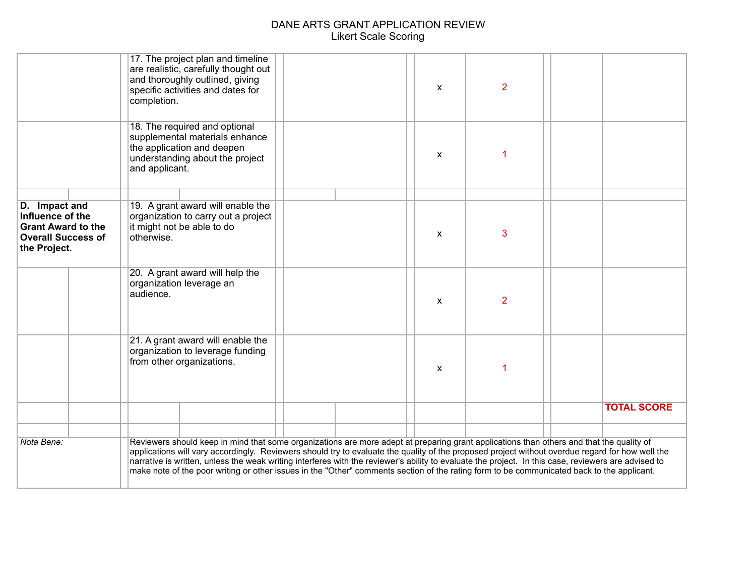# DANE ARTS GRANT APPLICATION REVIEW

Likert Scale Scoring

| | | | | |
|---|---|---|---|---|
| | 17. The project plan and timeline are realistic, carefully thought out and thoroughly outlined, giving specific activities and dates for completion. | x | 2 | |
| | 18. The required and optional supplemental materials enhance the application and deepen understanding about the project and applicant. | x | 1 | |
| | | | | |
| **D. Impact and Influence of the Grant Award to the Overall Success of the Project.** | 19. A grant award will enable the organization to carry out a project it might not be able to do otherwise. | x | 3 | |
| | 20. A grant award will help the organization leverage an audience. | x | 2 | |
| | 21. A grant award will enable the organization to leverage funding from other organizations. | x | 1 | |
| | | | | **TOTAL SCORE** |
| | | | | |
| *Nota Bene:* | Reviewers should keep in mind that some organizations are more adept at preparing grant applications than others and that the quality of applications will vary accordingly. Reviewers should try to evaluate the quality of the proposed project without overdue regard for how well the narrative is written, unless the weak writing interferes with the reviewer's ability to evaluate the project. In this case, reviewers are advised to make note of the poor writing or other issues in the "Other" comments section of the rating form to be communicated back to the applicant. | | | |